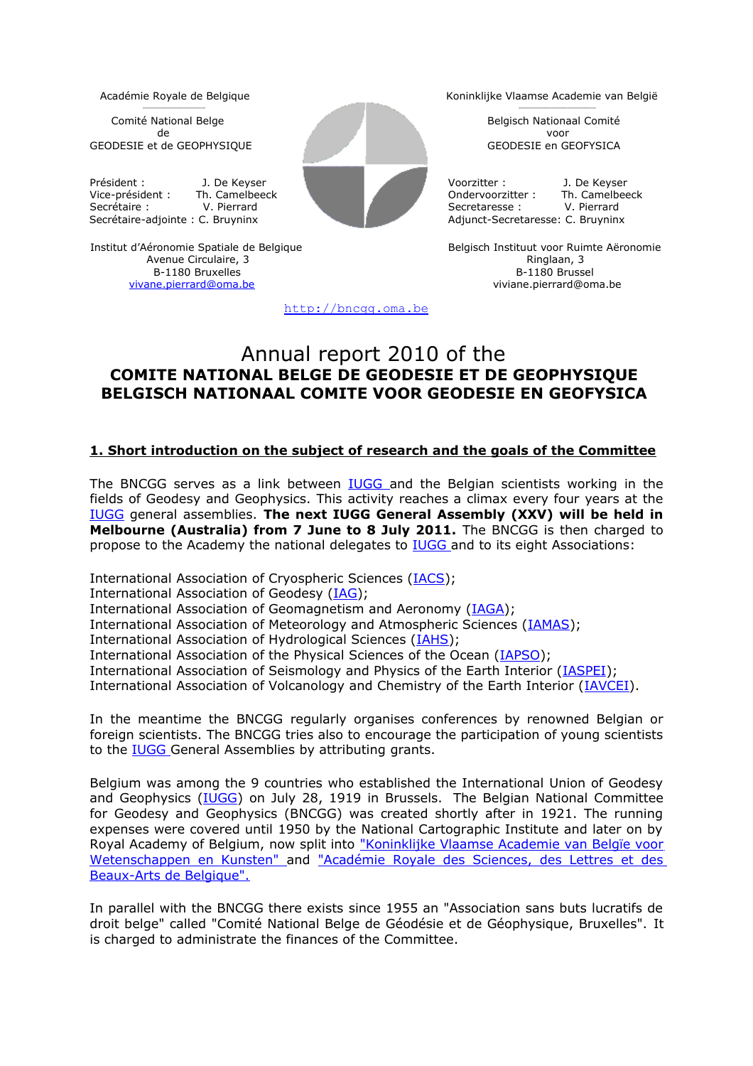Académie Royale de Belgique

Comité National Belge
de
GEODESIE et de GEOPHYSIQUE

Président : J. De Keyser
Vice-président : Th. Camelbeeck
Secrétaire : V. Pierrard
Secrétaire-adjointe : C. Bruyninx

Institut d'Aéronomie Spatiale de Belgique
Avenue Circulaire, 3
B-1180 Bruxelles
vivane.pierrard@oma.be

Koninklijke Vlaamse Academie van België

Belgisch Nationaal Comité
voor
GEODESIE en GEOFYSICA

Voorzitter : J. De Keyser
Ondervoorzitter : Th. Camelbeeck
Secretaresse : V. Pierrard
Adjunct-Secretaresse: C. Bruyninx

Belgisch Instituut voor Ruimte Aëronomie
Ringlaan, 3
B-1180 Brussel
viviane.pierrard@oma.be

http://bncgg.oma.be

# Annual report 2010 of the COMITE NATIONAL BELGE DE GEODESIE ET DE GEOPHYSIQUE BELGISCH NATIONAAL COMITE VOOR GEODESIE EN GEOFYSICA

## 1. Short introduction on the subject of research and the goals of the Committee

The BNCGG serves as a link between IUGG and the Belgian scientists working in the fields of Geodesy and Geophysics. This activity reaches a climax every four years at the IUGG general assemblies. **The next IUGG General Assembly (XXV) will be held in Melbourne (Australia) from 7 June to 8 July 2011.** The BNCGG is then charged to propose to the Academy the national delegates to IUGG and to its eight Associations:

International Association of Cryospheric Sciences (IACS);
International Association of Geodesy (IAG);
International Association of Geomagnetism and Aeronomy (IAGA);
International Association of Meteorology and Atmospheric Sciences (IAMAS);
International Association of Hydrological Sciences (IAHS);
International Association of the Physical Sciences of the Ocean (IAPSO);
International Association of Seismology and Physics of the Earth Interior (IASPEI);
International Association of Volcanology and Chemistry of the Earth Interior (IAVCEI).

In the meantime the BNCGG regularly organises conferences by renowned Belgian or foreign scientists. The BNCGG tries also to encourage the participation of young scientists to the IUGG General Assemblies by attributing grants.

Belgium was among the 9 countries who established the International Union of Geodesy and Geophysics (IUGG) on July 28, 1919 in Brussels. The Belgian National Committee for Geodesy and Geophysics (BNCGG) was created shortly after in 1921. The running expenses were covered until 1950 by the National Cartographic Institute and later on by Royal Academy of Belgium, now split into "Koninklijke Vlaamse Academie van België voor Wetenschappen en Kunsten" and "Académie Royale des Sciences, des Lettres et des Beaux-Arts de Belgique".

In parallel with the BNCGG there exists since 1955 an "Association sans buts lucratifs de droit belge" called "Comité National Belge de Géodésie et de Géophysique, Bruxelles". It is charged to administrate the finances of the Committee.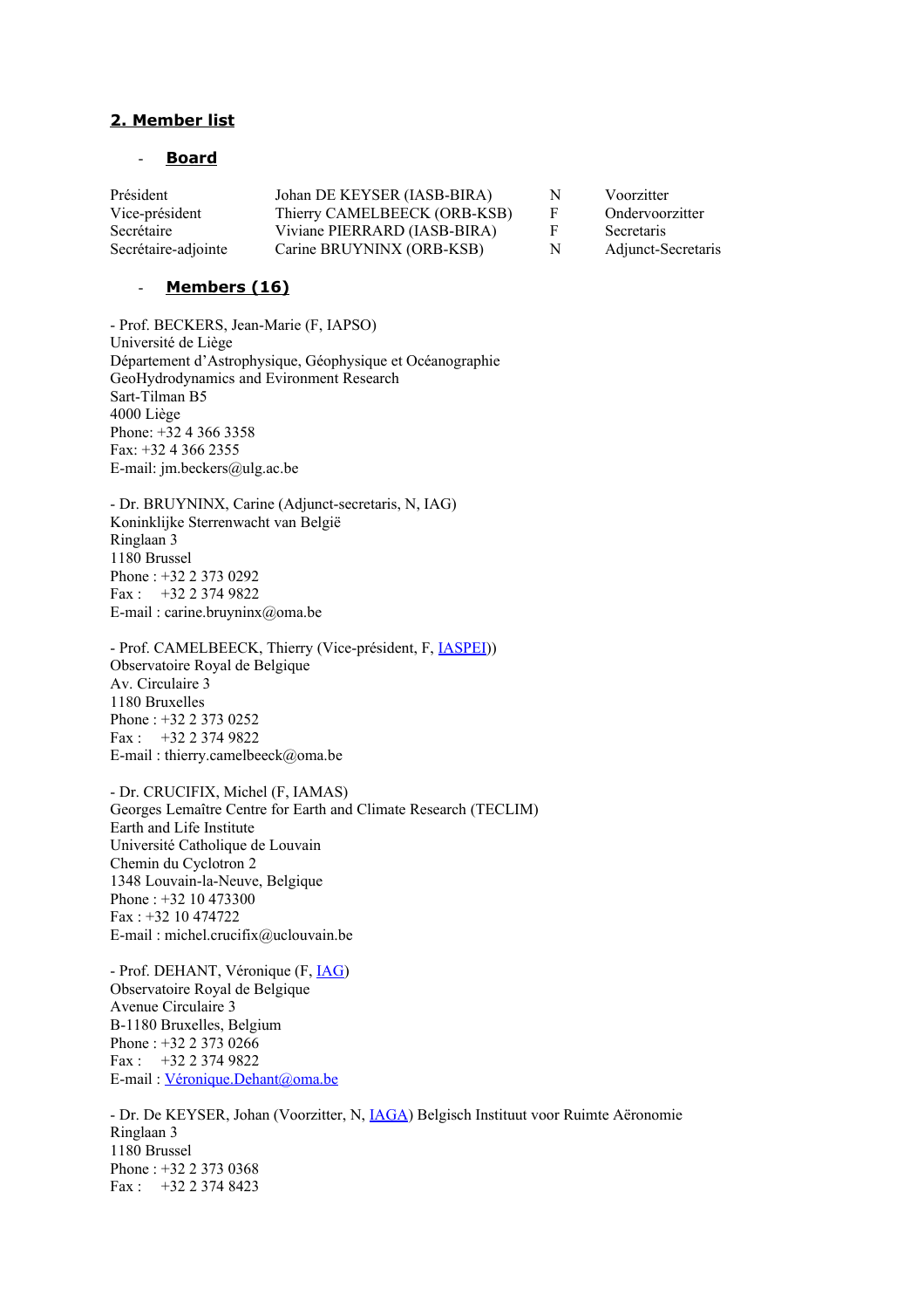## 2. Member list

- **Board**

| | | | |
|---|---|---|---|
| Président | Johan DE KEYSER (IASB-BIRA) | N | Voorzitter |
| Vice-président | Thierry CAMELBEECK (ORB-KSB) | F | Ondervoorzitter |
| Secrétaire | Viviane PIERRARD (IASB-BIRA) | F | Secretaris |
| Secrétaire-adjointe | Carine BRUYNINX (ORB-KSB) | N | Adjunct-Secretaris |

- **Members (16)**

- Prof. BECKERS, Jean-Marie (F, IAPSO)
Université de Liège
Département d'Astrophysique, Géophysique et Océanographie
GeoHydrodynamics and Evironment Research
Sart-Tilman B5
4000 Liège
Phone: +32 4 366 3358
Fax: +32 4 366 2355
E-mail: jm.beckers@ulg.ac.be

- Dr. BRUYNINX, Carine (Adjunct-secretaris, N, IAG)
Koninklijke Sterrenwacht van België
Ringlaan 3
1180 Brussel
Phone : +32 2 373 0292
Fax : +32 2 374 9822
E-mail : carine.bruyninx@oma.be

- Prof. CAMELBEECK, Thierry (Vice-président, F, IASPEI))
Observatoire Royal de Belgique
Av. Circulaire 3
1180 Bruxelles
Phone : +32 2 373 0252
Fax : +32 2 374 9822
E-mail : thierry.camelbeeck@oma.be

- Dr. CRUCIFIX, Michel (F, IAMAS)
Georges Lemaître Centre for Earth and Climate Research (TECLIM)
Earth and Life Institute
Université Catholique de Louvain
Chemin du Cyclotron 2
1348 Louvain-la-Neuve, Belgique
Phone : +32 10 473300
Fax : +32 10 474722
E-mail : michel.crucifix@uclouvain.be

- Prof. DEHANT, Véronique (F, IAG)
Observatoire Royal de Belgique
Avenue Circulaire 3
B-1180 Bruxelles, Belgium
Phone : +32 2 373 0266
Fax : +32 2 374 9822
E-mail : Véronique.Dehant@oma.be

- Dr. De KEYSER, Johan (Voorzitter, N, IAGA) Belgisch Instituut voor Ruimte Aëronomie
Ringlaan 3
1180 Brussel
Phone : +32 2 373 0368
Fax : +32 2 374 8423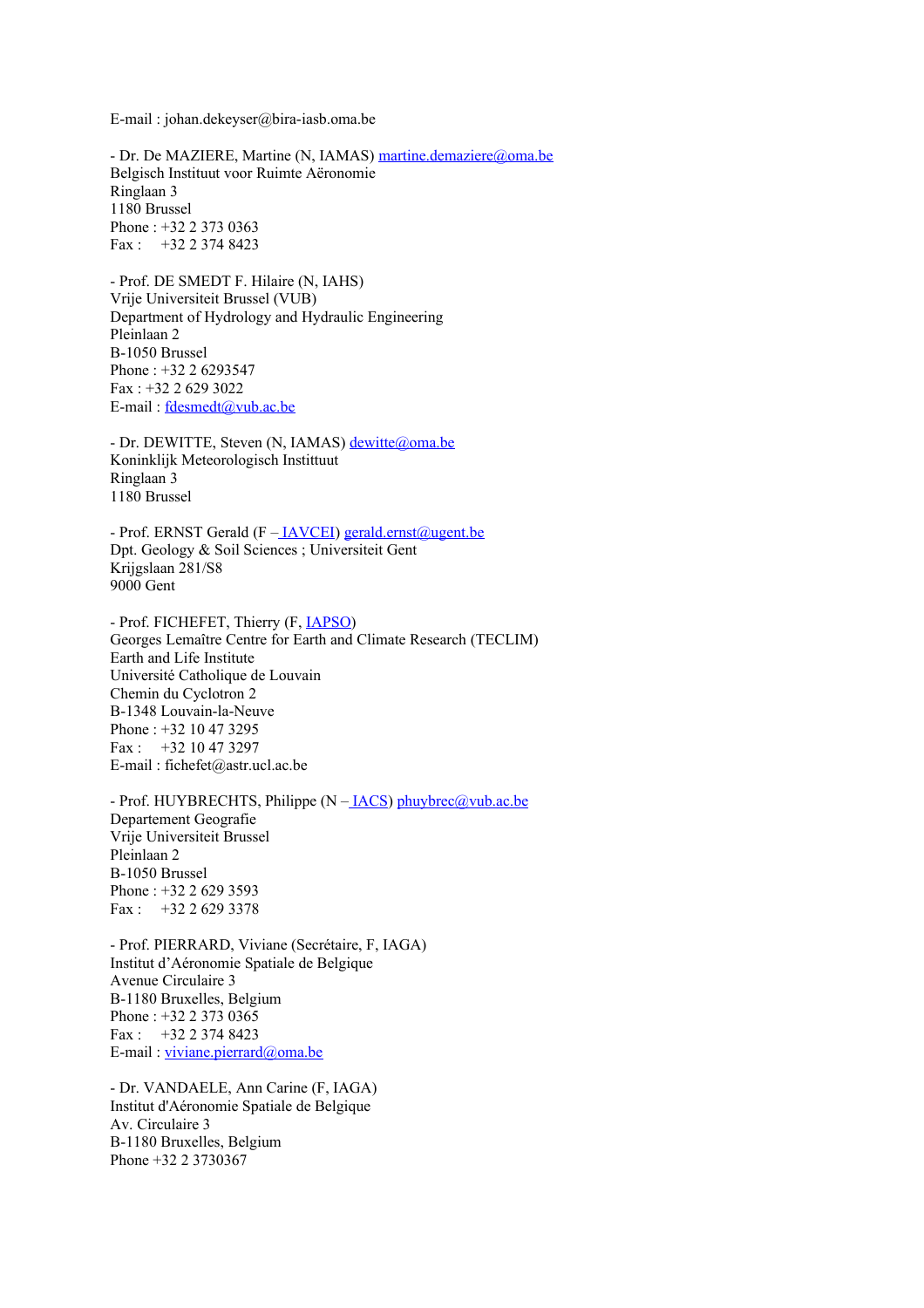E-mail : johan.dekeyser@bira-iasb.oma.be

- Dr. De MAZIERE, Martine (N, IAMAS) martine.demaziere@oma.be
Belgisch Instituut voor Ruimte Aëronomie
Ringlaan 3
1180 Brussel
Phone : +32 2 373 0363
Fax :  +32 2 374 8423

- Prof. DE SMEDT F. Hilaire (N, IAHS)
Vrije Universiteit Brussel (VUB)
Department of Hydrology and Hydraulic Engineering
Pleinlaan 2
B-1050 Brussel
Phone : +32 2 6293547
Fax : +32 2 629 3022
E-mail : fdesmedt@vub.ac.be

- Dr. DEWITTE, Steven (N, IAMAS) dewitte@oma.be
Koninklijk Meteorologisch Instituut
Ringlaan 3
1180 Brussel

- Prof. ERNST Gerald (F – IAVCEI) gerald.ernst@ugent.be
Dpt. Geology & Soil Sciences ; Universiteit Gent
Krijgslaan 281/S8
9000 Gent

- Prof. FICHEFET, Thierry (F, IAPSO)
Georges Lemaître Centre for Earth and Climate Research (TECLIM)
Earth and Life Institute
Université Catholique de Louvain
Chemin du Cyclotron 2
B-1348 Louvain-la-Neuve
Phone : +32 10 47 3295
Fax :  +32 10 47 3297
E-mail : fichefet@astr.ucl.ac.be

- Prof. HUYBRECHTS, Philippe (N – IACS) phuybrec@vub.ac.be
Departement Geografie
Vrije Universiteit Brussel
Pleinlaan 2
B-1050 Brussel
Phone : +32 2 629 3593
Fax :  +32 2 629 3378

- Prof. PIERRARD, Viviane (Secrétaire, F, IAGA)
Institut d'Aéronomie Spatiale de Belgique
Avenue Circulaire 3
B-1180 Bruxelles, Belgium
Phone : +32 2 373 0365
Fax :  +32 2 374 8423
E-mail : viviane.pierrard@oma.be

- Dr. VANDAELE, Ann Carine (F, IAGA)
Institut d'Aéronomie Spatiale de Belgique
Av. Circulaire 3
B-1180 Bruxelles, Belgium
Phone +32 2 3730367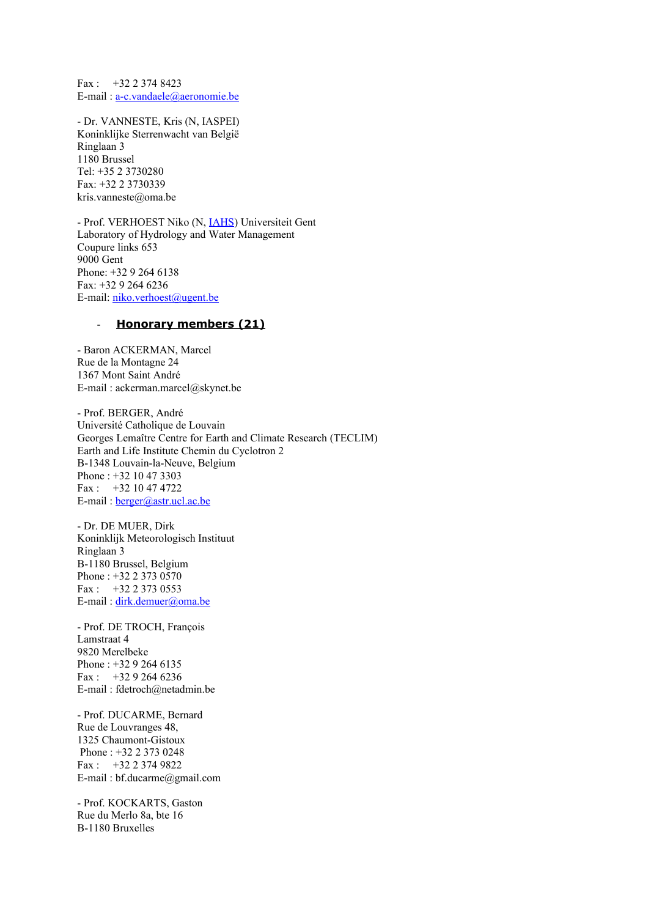Fax :    +32 2 374 8423
E-mail : a-c.vandaele@aeronomie.be

- Dr. VANNESTE, Kris (N, IASPEI)
Koninklijke Sterrenwacht van België
Ringlaan 3
1180 Brussel
Tel: +35 2 3730280
Fax: +32 2 3730339
kris.vanneste@oma.be

- Prof. VERHOEST Niko (N, IAHS) Universiteit Gent
Laboratory of Hydrology and Water Management
Coupure links 653
9000 Gent
Phone: +32 9 264 6138
Fax: +32 9 264 6236
E-mail: niko.verhoest@ugent.be

## Honorary members (21)

- Baron ACKERMAN, Marcel
Rue de la Montagne 24
1367 Mont Saint André
E-mail : ackerman.marcel@skynet.be

- Prof. BERGER, André
Université Catholique de Louvain
Georges Lemaître Centre for Earth and Climate Research (TECLIM)
Earth and Life Institute Chemin du Cyclotron 2
B-1348 Louvain-la-Neuve, Belgium
Phone : +32 10 47 3303
Fax :    +32 10 47 4722
E-mail : berger@astr.ucl.ac.be

- Dr. DE MUER, Dirk
Koninklijk Meteorologisch Instituut
Ringlaan 3
B-1180 Brussel, Belgium
Phone : +32 2 373 0570
Fax :    +32 2 373 0553
E-mail : dirk.demuer@oma.be

- Prof. DE TROCH, François
Lamstraat 4
9820 Merelbeke
Phone : +32 9 264 6135
Fax :    +32 9 264 6236
E-mail : fdetroch@netadmin.be

- Prof. DUCARME, Bernard
Rue de Louvranges 48,
1325 Chaumont-Gistoux
Phone : +32 2 373 0248
Fax :    +32 2 374 9822
E-mail : bf.ducarme@gmail.com

- Prof. KOCKARTS, Gaston
Rue du Merlo 8a, bte 16
B-1180 Bruxelles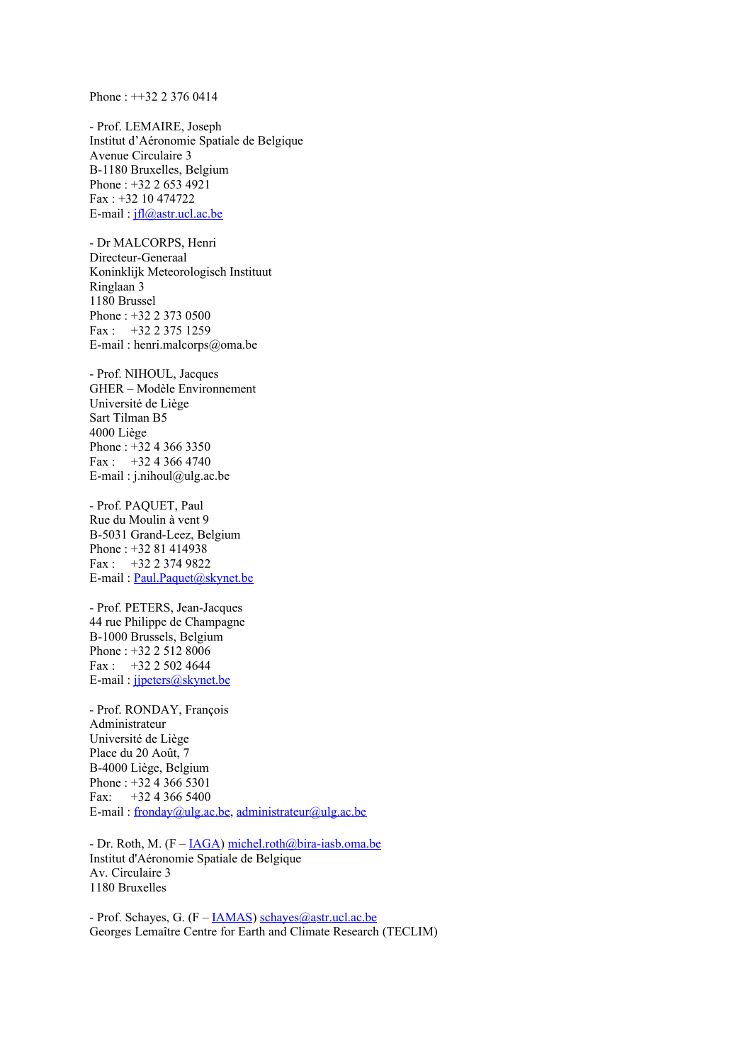Phone : ++32 2 376 0414

- Prof. LEMAIRE, Joseph
Institut d'Aéronomie Spatiale de Belgique
Avenue Circulaire 3
B-1180 Bruxelles, Belgium
Phone : +32 2 653 4921
Fax : +32 10 474722
E-mail : jfl@astr.ucl.ac.be

- Dr MALCORPS, Henri
Directeur-Generaal
Koninklijk Meteorologisch Instituut
Ringlaan 3
1180 Brussel
Phone : +32 2 373 0500
Fax : +32 2 375 1259
E-mail : henri.malcorps@oma.be

- Prof. NIHOUL, Jacques
GHER – Modèle Environnement
Université de Liège
Sart Tilman B5
4000 Liège
Phone : +32 4 366 3350
Fax : +32 4 366 4740
E-mail : j.nihoul@ulg.ac.be

- Prof. PAQUET, Paul
Rue du Moulin à vent 9
B-5031 Grand-Leez, Belgium
Phone : +32 81 414938
Fax : +32 2 374 9822
E-mail : Paul.Paquet@skynet.be

- Prof. PETERS, Jean-Jacques
44 rue Philippe de Champagne
B-1000 Brussels, Belgium
Phone : +32 2 512 8006
Fax : +32 2 502 4644
E-mail : jjpeters@skynet.be

- Prof. RONDAY, François
Administrateur
Université de Liège
Place du 20 Août, 7
B-4000 Liège, Belgium
Phone : +32 4 366 5301
Fax: +32 4 366 5400
E-mail : fronday@ulg.ac.be, administrateur@ulg.ac.be

- Dr. Roth, M. (F – IAGA) michel.roth@bira-iasb.oma.be
Institut d'Aéronomie Spatiale de Belgique
Av. Circulaire 3
1180 Bruxelles

- Prof. Schayes, G. (F – IAMAS) schayes@astr.ucl.ac.be
Georges Lemaître Centre for Earth and Climate Research (TECLIM)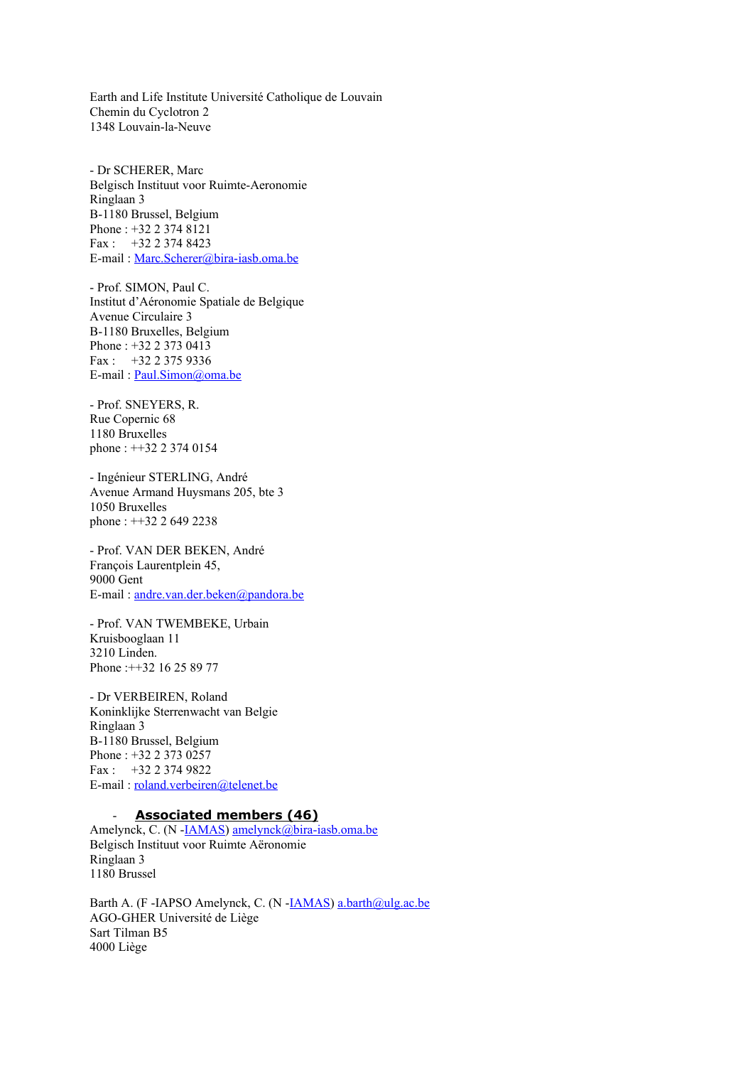Earth and Life Institute Université Catholique de Louvain
Chemin du Cyclotron 2
1348 Louvain-la-Neuve

- Dr SCHERER, Marc
Belgisch Instituut voor Ruimte-Aeronomie
Ringlaan 3
B-1180 Brussel, Belgium
Phone : +32 2 374 8121
Fax : +32 2 374 8423
E-mail : Marc.Scherer@bira-iasb.oma.be

- Prof. SIMON, Paul C.
Institut d'Aéronomie Spatiale de Belgique
Avenue Circulaire 3
B-1180 Bruxelles, Belgium
Phone : +32 2 373 0413
Fax : +32 2 375 9336
E-mail : Paul.Simon@oma.be

- Prof. SNEYERS, R.
Rue Copernic 68
1180 Bruxelles
phone : ++32 2 374 0154

- Ingénieur STERLING, André
Avenue Armand Huysmans 205, bte 3
1050 Bruxelles
phone : ++32 2 649 2238

- Prof. VAN DER BEKEN, André
François Laurentplein 45,
9000 Gent
E-mail : andre.van.der.beken@pandora.be

- Prof. VAN TWEMBEKE, Urbain
Kruisbooglaan 11
3210 Linden.
Phone :++32 16 25 89 77

- Dr VERBEIREN, Roland
Koninklijke Sterrenwacht van Belgie
Ringlaan 3
B-1180 Brussel, Belgium
Phone : +32 2 373 0257
Fax : +32 2 374 9822
E-mail : roland.verbeiren@telenet.be

- **Associated members (46)**

Amelynck, C. (N -IAMAS) amelynck@bira-iasb.oma.be
Belgisch Instituut voor Ruimte Aëronomie
Ringlaan 3
1180 Brussel

Barth A. (F -IAPSO Amelynck, C. (N -IAMAS) a.barth@ulg.ac.be
AGO-GHER Université de Liège
Sart Tilman B5
4000 Liège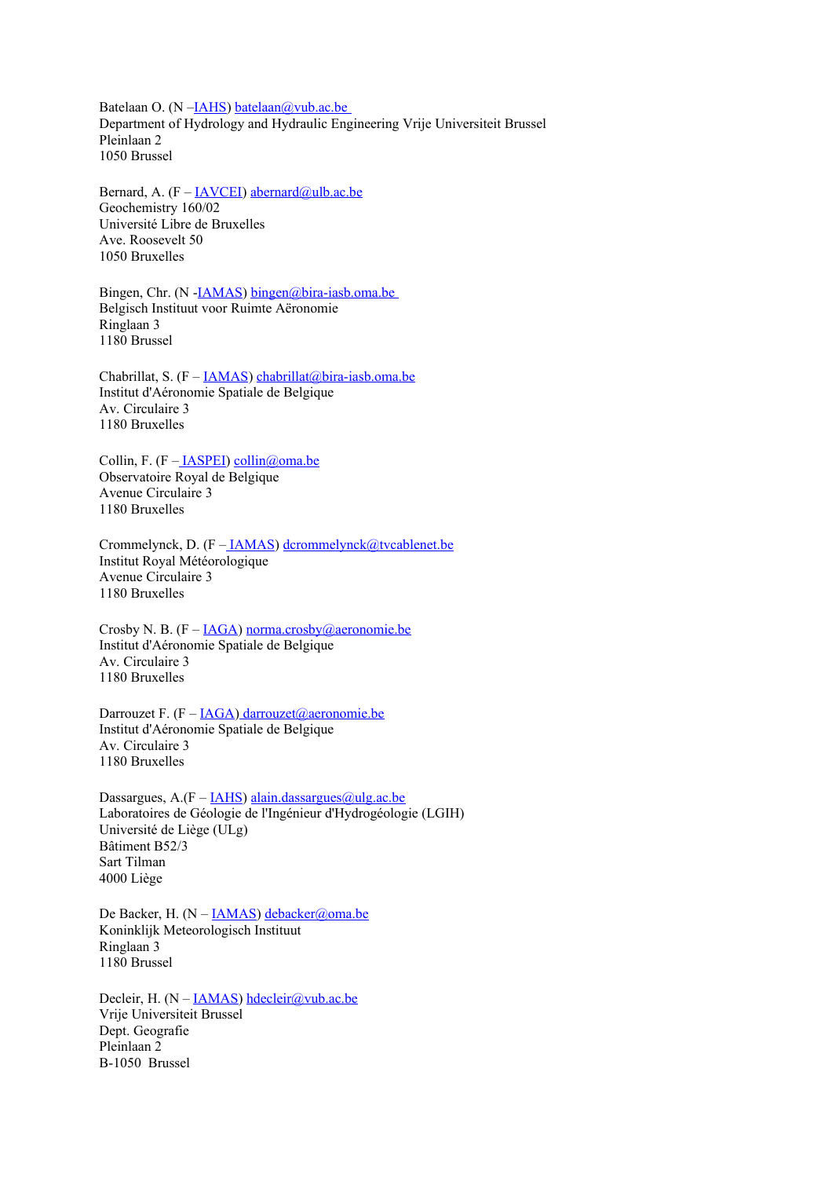Batelaan O. (N –IAHS) batelaan@vub.ac.be
Department of Hydrology and Hydraulic Engineering Vrije Universiteit Brussel
Pleinlaan 2
1050 Brussel

Bernard, A. (F – IAVCEI) abernard@ulb.ac.be
Geochemistry 160/02
Université Libre de Bruxelles
Ave. Roosevelt 50
1050 Bruxelles

Bingen, Chr. (N -IAMAS) bingen@bira-iasb.oma.be
Belgisch Instituut voor Ruimte Aëronomie
Ringlaan 3
1180 Brussel

Chabrillat, S. (F – IAMAS) chabrillat@bira-iasb.oma.be
Institut d'Aéronomie Spatiale de Belgique
Av. Circulaire 3
1180 Bruxelles

Collin, F. (F – IASPEI) collin@oma.be
Observatoire Royal de Belgique
Avenue Circulaire 3
1180 Bruxelles

Crommelynck, D. (F – IAMAS) dcrommelynck@tvcablenet.be
Institut Royal Météorologique
Avenue Circulaire 3
1180 Bruxelles

Crosby N. B. (F – IAGA) norma.crosby@aeronomie.be
Institut d'Aéronomie Spatiale de Belgique
Av. Circulaire 3
1180 Bruxelles

Darrouzet F. (F – IAGA) darrouzet@aeronomie.be
Institut d'Aéronomie Spatiale de Belgique
Av. Circulaire 3
1180 Bruxelles

Dassargues, A.(F – IAHS) alain.dassargues@ulg.ac.be
Laboratoires de Géologie de l'Ingénieur d'Hydrogéologie (LGIH)
Université de Liège (ULg)
Bâtiment B52/3
Sart Tilman
4000 Liège

De Backer, H. (N – IAMAS) debacker@oma.be
Koninklijk Meteorologisch Instituut
Ringlaan 3
1180 Brussel

Decleir, H. (N – IAMAS) hdecleir@vub.ac.be
Vrije Universiteit Brussel
Dept. Geografie
Pleinlaan 2
B-1050 Brussel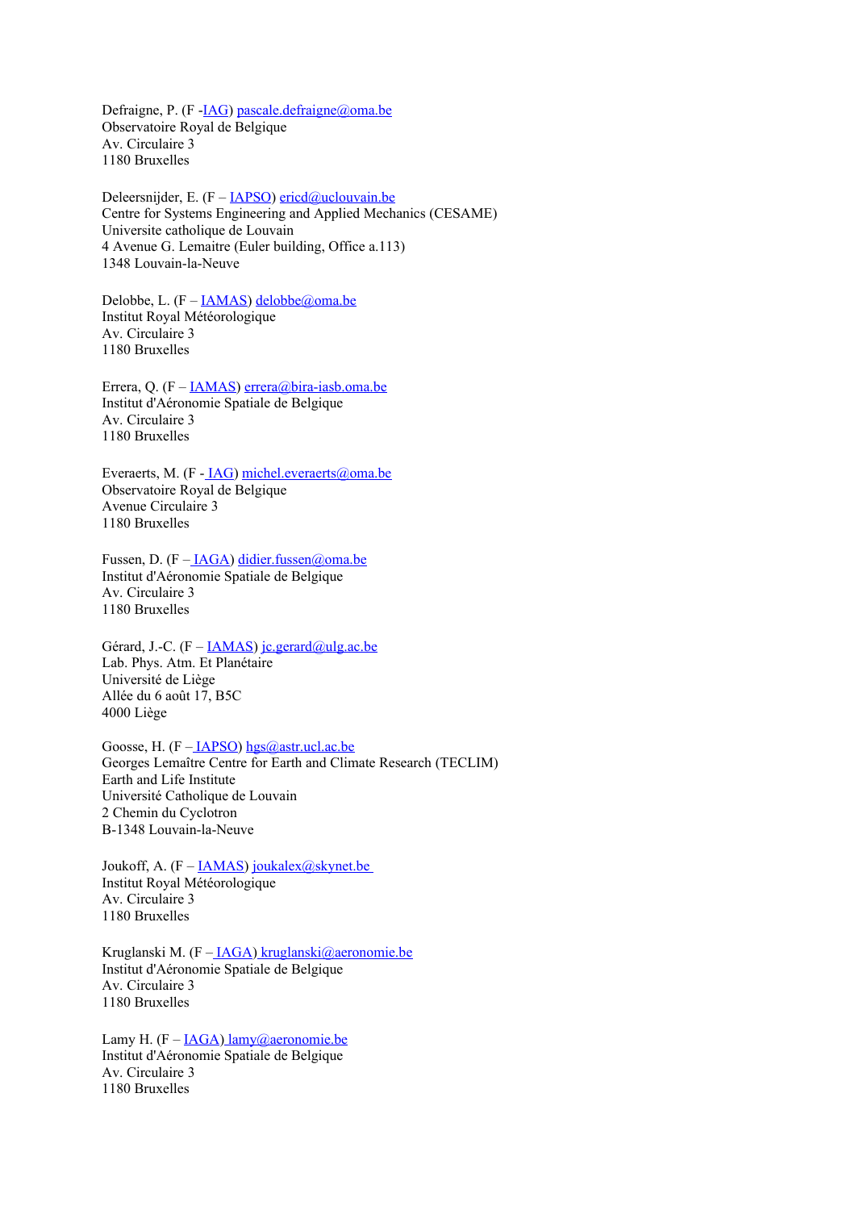Defraigne, P. (F -IAG) pascale.defraigne@oma.be
Observatoire Royal de Belgique
Av. Circulaire 3
1180 Bruxelles

Deleersnijder, E. (F – IAPSO) ericd@uclouvain.be
Centre for Systems Engineering and Applied Mechanics (CESAME)
Universite catholique de Louvain
4 Avenue G. Lemaitre (Euler building, Office a.113)
1348 Louvain-la-Neuve

Delobbe, L. (F – IAMAS) delobbe@oma.be
Institut Royal Météorologique
Av. Circulaire 3
1180 Bruxelles

Errera, Q. (F – IAMAS) errera@bira-iasb.oma.be
Institut d'Aéronomie Spatiale de Belgique
Av. Circulaire 3
1180 Bruxelles

Everaerts, M. (F - IAG) michel.everaerts@oma.be
Observatoire Royal de Belgique
Avenue Circulaire 3
1180 Bruxelles

Fussen, D. (F – IAGA) didier.fussen@oma.be
Institut d'Aéronomie Spatiale de Belgique
Av. Circulaire 3
1180 Bruxelles

Gérard, J.-C. (F – IAMAS) jc.gerard@ulg.ac.be
Lab. Phys. Atm. Et Planétaire
Université de Liège
Allée du 6 août 17, B5C
4000 Liège

Goosse, H. (F – IAPSO) hgs@astr.ucl.ac.be
Georges Lemaître Centre for Earth and Climate Research (TECLIM)
Earth and Life Institute
Université Catholique de Louvain
2 Chemin du Cyclotron
B-1348 Louvain-la-Neuve

Joukoff, A. (F – IAMAS) joukalex@skynet.be
Institut Royal Météorologique
Av. Circulaire 3
1180 Bruxelles

Kruglanski M. (F – IAGA) kruglanski@aeronomie.be
Institut d'Aéronomie Spatiale de Belgique
Av. Circulaire 3
1180 Bruxelles

Lamy H. (F – IAGA) lamy@aeronomie.be
Institut d'Aéronomie Spatiale de Belgique
Av. Circulaire 3
1180 Bruxelles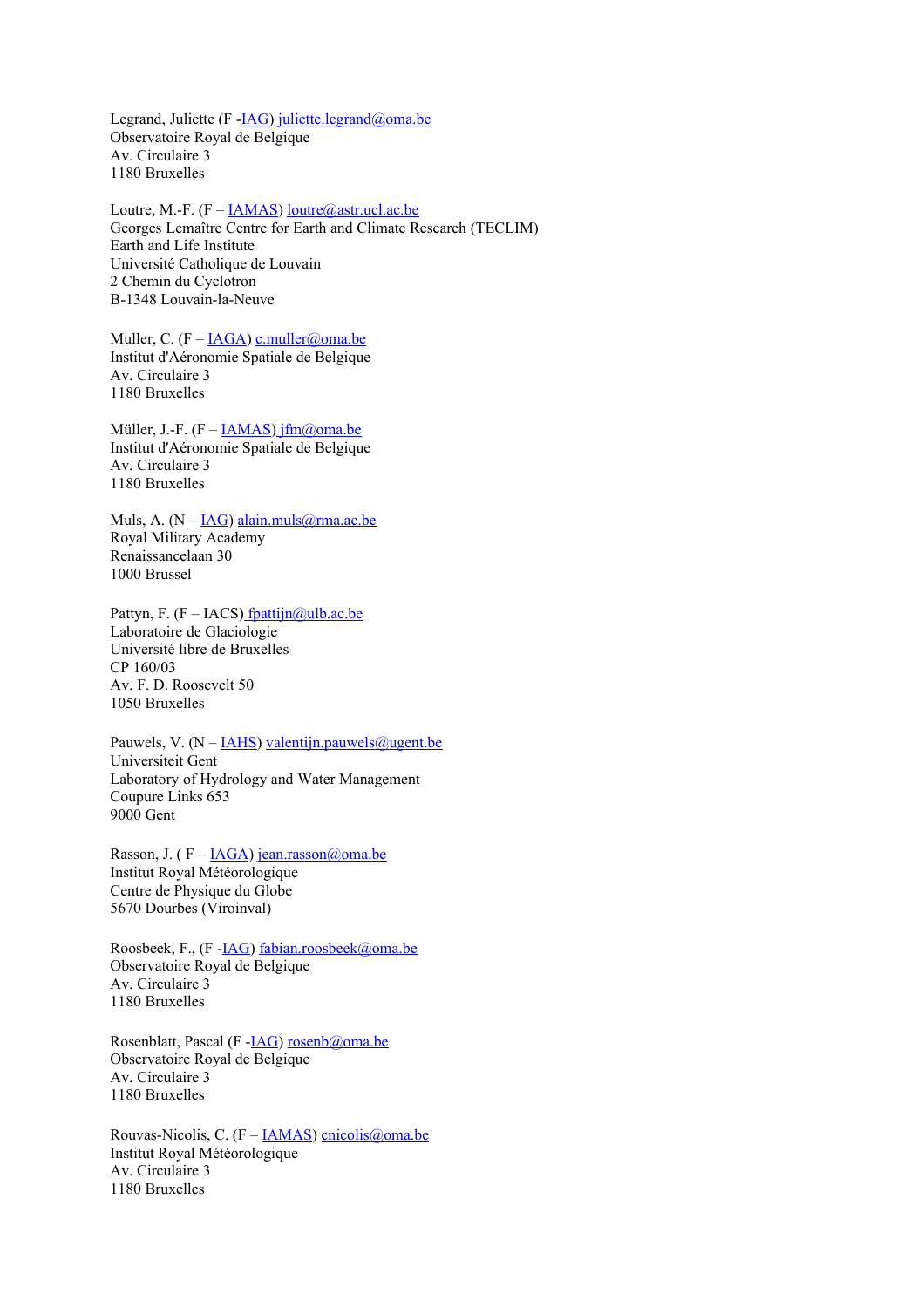Legrand, Juliette (F -IAG) juliette.legrand@oma.be  
Observatoire Royal de Belgique  
Av. Circulaire 3  
1180 Bruxelles

Loutre, M.-F. (F – IAMAS) loutre@astr.ucl.ac.be  
Georges Lemaître Centre for Earth and Climate Research (TECLIM)  
Earth and Life Institute  
Université Catholique de Louvain  
2 Chemin du Cyclotron  
B-1348 Louvain-la-Neuve

Muller, C. (F – IAGA) c.muller@oma.be  
Institut d'Aéronomie Spatiale de Belgique  
Av. Circulaire 3  
1180 Bruxelles

Müller, J.-F. (F – IAMAS) jfm@oma.be  
Institut d'Aéronomie Spatiale de Belgique  
Av. Circulaire 3  
1180 Bruxelles

Muls, A. (N – IAG) alain.muls@rma.ac.be  
Royal Military Academy  
Renaissancelaan 30  
1000 Brussel

Pattyn, F. (F – IACS) fpattijn@ulb.ac.be  
Laboratoire de Glaciologie  
Université libre de Bruxelles  
CP 160/03  
Av. F. D. Roosevelt 50  
1050 Bruxelles

Pauwels, V. (N – IAHS) valentijn.pauwels@ugent.be  
Universiteit Gent  
Laboratory of Hydrology and Water Management  
Coupure Links 653  
9000 Gent

Rasson, J. ( F – IAGA) jean.rasson@oma.be  
Institut Royal Météorologique  
Centre de Physique du Globe  
5670 Dourbes (Viroinval)

Roosbeek, F., (F -IAG) fabian.roosbeek@oma.be  
Observatoire Royal de Belgique  
Av. Circulaire 3  
1180 Bruxelles

Rosenblatt, Pascal (F -IAG) rosenb@oma.be  
Observatoire Royal de Belgique  
Av. Circulaire 3  
1180 Bruxelles

Rouvas-Nicolis, C. (F – IAMAS) cnicolis@oma.be  
Institut Royal Météorologique  
Av. Circulaire 3  
1180 Bruxelles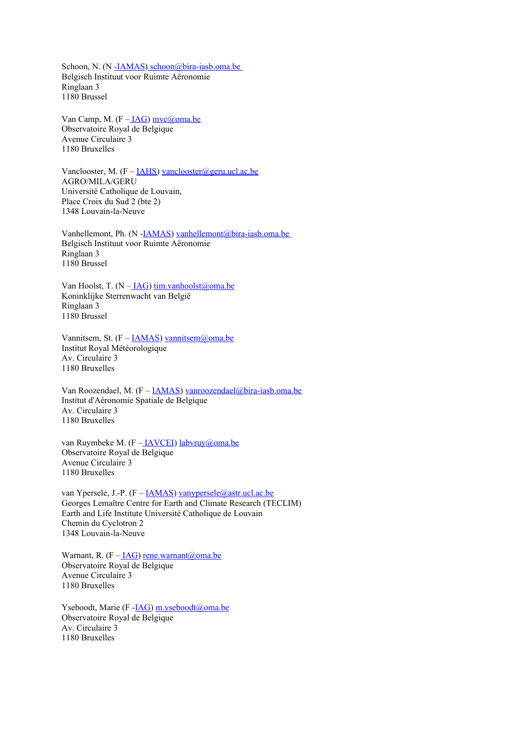Schoon, N. (N -IAMAS) schoon@bira-iasb.oma.be
Belgisch Instituut voor Ruimte Aëronomie
Ringlaan 3
1180 Brussel

Van Camp, M. (F – IAG) mvc@oma.be
Observatoire Royal de Belgique
Avenue Circulaire 3
1180 Bruxelles

Vanclooster, M. (F – IAHS) vanclooster@geru.ucl.ac.be
AGRO/MILA/GERU
Université Catholique de Louvain,
Place Croix du Sud 2 (bte 2)
1348 Louvain-la-Neuve

Vanhellemont, Ph. (N -IAMAS) vanhellemont@bira-iasb.oma.be
Belgisch Instituut voor Ruimte Aëronomie
Ringlaan 3
1180 Brussel

Van Hoolst, T. (N – IAG) tim.vanhoolst@oma.be
Koninklijke Sterrenwacht van België
Ringlaan 3
1180 Brussel

Vannitsem, St. (F – IAMAS) vannitsem@oma.be
Institut Royal Météorologique
Av. Circulaire 3
1180 Bruxelles

Van Roozendael, M. (F – IAMAS) vanroozendael@bira-iasb.oma.be
Institut d'Aéronomie Spatiale de Belgique
Av. Circulaire 3
1180 Bruxelles

van Ruymbeke M. (F – IAVCEI) labvruy@oma.be
Observatoire Royal de Belgique
Avenue Circulaire 3
1180 Bruxelles

van Ypersele, J.-P. (F – IAMAS) vanypersele@astr.ucl.ac.be
Georges Lemaître Centre for Earth and Climate Research (TECLIM)
Earth and Life Institute Université Catholique de Louvain
Chemin du Cyclotron 2
1348 Louvain-la-Neuve

Warnant, R. (F – IAG) rene.warnant@oma.be
Observatoire Royal de Belgique
Avenue Circulaire 3
1180 Bruxelles

Yseboodt, Marie (F -IAG) m.yseboodt@oma.be
Observatoire Royal de Belgique
Av. Circulaire 3
1180 Bruxelles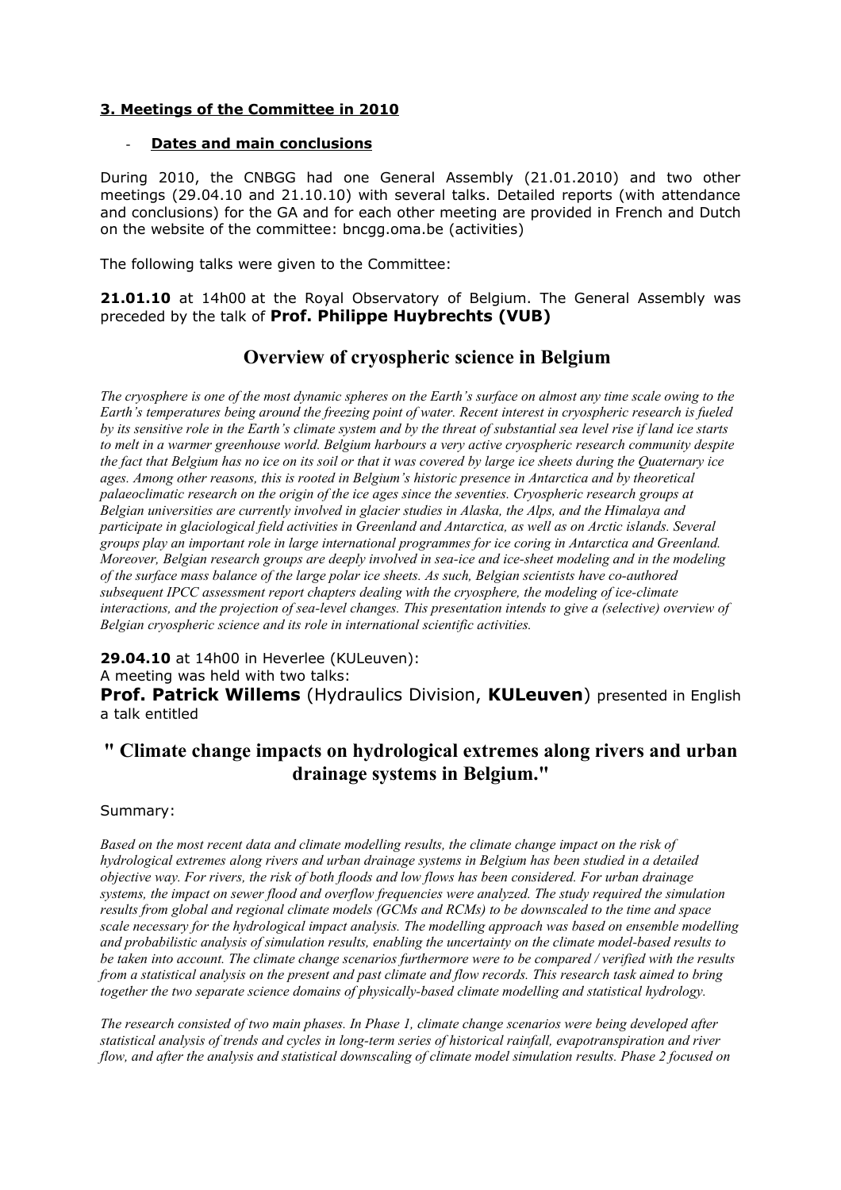## 3. Meetings of the Committee in 2010

- **Dates and main conclusions**

During 2010, the CNBGG had one General Assembly (21.01.2010) and two other meetings (29.04.10 and 21.10.10) with several talks. Detailed reports (with attendance and conclusions) for the GA and for each other meeting are provided in French and Dutch on the website of the committee: bncgg.oma.be (activities)

The following talks were given to the Committee:

**21.01.10** at 14h00 at the Royal Observatory of Belgium. The General Assembly was preceded by the talk of **Prof. Philippe Huybrechts (VUB)**

## Overview of cryospheric science in Belgium

*The cryosphere is one of the most dynamic spheres on the Earth's surface on almost any time scale owing to the Earth's temperatures being around the freezing point of water. Recent interest in cryospheric research is fueled by its sensitive role in the Earth's climate system and by the threat of substantial sea level rise if land ice starts to melt in a warmer greenhouse world. Belgium harbours a very active cryospheric research community despite the fact that Belgium has no ice on its soil or that it was covered by large ice sheets during the Quaternary ice ages. Among other reasons, this is rooted in Belgium's historic presence in Antarctica and by theoretical palaeoclimatic research on the origin of the ice ages since the seventies. Cryospheric research groups at Belgian universities are currently involved in glacier studies in Alaska, the Alps, and the Himalaya and participate in glaciological field activities in Greenland and Antarctica, as well as on Arctic islands. Several groups play an important role in large international programmes for ice coring in Antarctica and Greenland. Moreover, Belgian research groups are deeply involved in sea-ice and ice-sheet modeling and in the modeling of the surface mass balance of the large polar ice sheets. As such, Belgian scientists have co-authored subsequent IPCC assessment report chapters dealing with the cryosphere, the modeling of ice-climate interactions, and the projection of sea-level changes. This presentation intends to give a (selective) overview of Belgian cryospheric science and its role in international scientific activities.*

**29.04.10** at 14h00 in Heverlee (KULeuven):
A meeting was held with two talks:
**Prof. Patrick Willems** (Hydraulics Division, **KULeuven**) presented in English a talk entitled

## " Climate change impacts on hydrological extremes along rivers and urban drainage systems in Belgium."

Summary:

*Based on the most recent data and climate modelling results, the climate change impact on the risk of hydrological extremes along rivers and urban drainage systems in Belgium has been studied in a detailed objective way. For rivers, the risk of both floods and low flows has been considered. For urban drainage systems, the impact on sewer flood and overflow frequencies were analyzed. The study required the simulation results from global and regional climate models (GCMs and RCMs) to be downscaled to the time and space scale necessary for the hydrological impact analysis. The modelling approach was based on ensemble modelling and probabilistic analysis of simulation results, enabling the uncertainty on the climate model-based results to be taken into account. The climate change scenarios furthermore were to be compared / verified with the results from a statistical analysis on the present and past climate and flow records. This research task aimed to bring together the two separate science domains of physically-based climate modelling and statistical hydrology.*

*The research consisted of two main phases. In Phase 1, climate change scenarios were being developed after statistical analysis of trends and cycles in long-term series of historical rainfall, evapotranspiration and river flow, and after the analysis and statistical downscaling of climate model simulation results. Phase 2 focused on*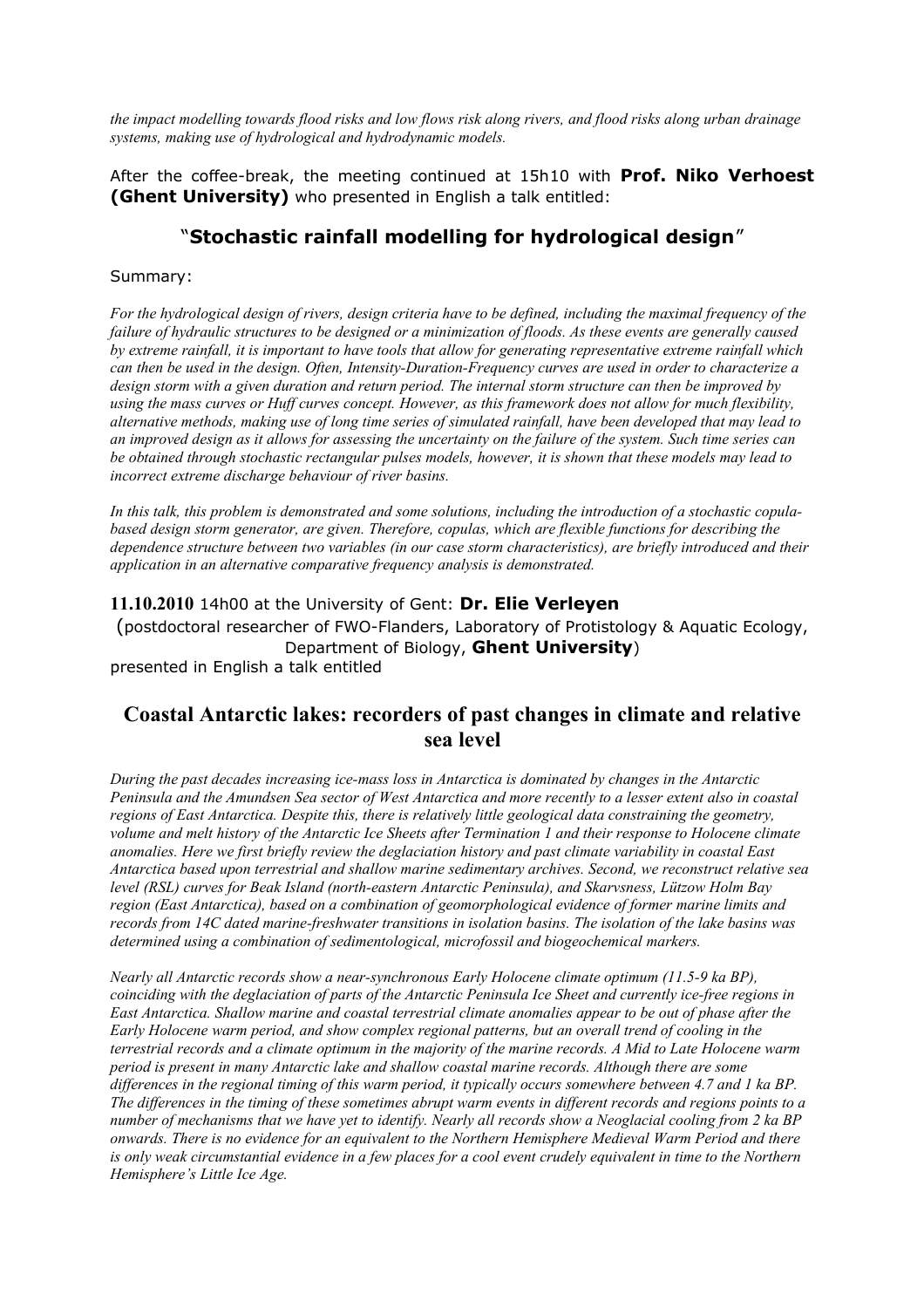*the impact modelling towards flood risks and low flows risk along rivers, and flood risks along urban drainage systems, making use of hydrological and hydrodynamic models.*

After the coffee-break, the meeting continued at 15h10 with **Prof. Niko Verhoest (Ghent University)** who presented in English a talk entitled:

## "**Stochastic rainfall modelling for hydrological design**"

Summary:

*For the hydrological design of rivers, design criteria have to be defined, including the maximal frequency of the failure of hydraulic structures to be designed or a minimization of floods. As these events are generally caused by extreme rainfall, it is important to have tools that allow for generating representative extreme rainfall which can then be used in the design. Often, Intensity-Duration-Frequency curves are used in order to characterize a design storm with a given duration and return period. The internal storm structure can then be improved by using the mass curves or Huff curves concept. However, as this framework does not allow for much flexibility, alternative methods, making use of long time series of simulated rainfall, have been developed that may lead to an improved design as it allows for assessing the uncertainty on the failure of the system. Such time series can be obtained through stochastic rectangular pulses models, however, it is shown that these models may lead to incorrect extreme discharge behaviour of river basins.*

*In this talk, this problem is demonstrated and some solutions, including the introduction of a stochastic copula-based design storm generator, are given. Therefore, copulas, which are flexible functions for describing the dependence structure between two variables (in our case storm characteristics), are briefly introduced and their application in an alternative comparative frequency analysis is demonstrated.*

**11.10.2010** 14h00 at the University of Gent: **Dr. Elie Verleyen**
(postdoctoral researcher of FWO-Flanders, Laboratory of Protistology & Aquatic Ecology, Department of Biology, **Ghent University**)
presented in English a talk entitled

## Coastal Antarctic lakes: recorders of past changes in climate and relative sea level

*During the past decades increasing ice-mass loss in Antarctica is dominated by changes in the Antarctic Peninsula and the Amundsen Sea sector of West Antarctica and more recently to a lesser extent also in coastal regions of East Antarctica. Despite this, there is relatively little geological data constraining the geometry, volume and melt history of the Antarctic Ice Sheets after Termination 1 and their response to Holocene climate anomalies. Here we first briefly review the deglaciation history and past climate variability in coastal East Antarctica based upon terrestrial and shallow marine sedimentary archives. Second, we reconstruct relative sea level (RSL) curves for Beak Island (north-eastern Antarctic Peninsula), and Skarvsness, Lützow Holm Bay region (East Antarctica), based on a combination of geomorphological evidence of former marine limits and records from 14C dated marine-freshwater transitions in isolation basins. The isolation of the lake basins was determined using a combination of sedimentological, microfossil and biogeochemical markers.*

*Nearly all Antarctic records show a near-synchronous Early Holocene climate optimum (11.5-9 ka BP), coinciding with the deglaciation of parts of the Antarctic Peninsula Ice Sheet and currently ice-free regions in East Antarctica. Shallow marine and coastal terrestrial climate anomalies appear to be out of phase after the Early Holocene warm period, and show complex regional patterns, but an overall trend of cooling in the terrestrial records and a climate optimum in the majority of the marine records. A Mid to Late Holocene warm period is present in many Antarctic lake and shallow coastal marine records. Although there are some differences in the regional timing of this warm period, it typically occurs somewhere between 4.7 and 1 ka BP. The differences in the timing of these sometimes abrupt warm events in different records and regions points to a number of mechanisms that we have yet to identify. Nearly all records show a Neoglacial cooling from 2 ka BP onwards. There is no evidence for an equivalent to the Northern Hemisphere Medieval Warm Period and there is only weak circumstantial evidence in a few places for a cool event crudely equivalent in time to the Northern Hemisphere's Little Ice Age.*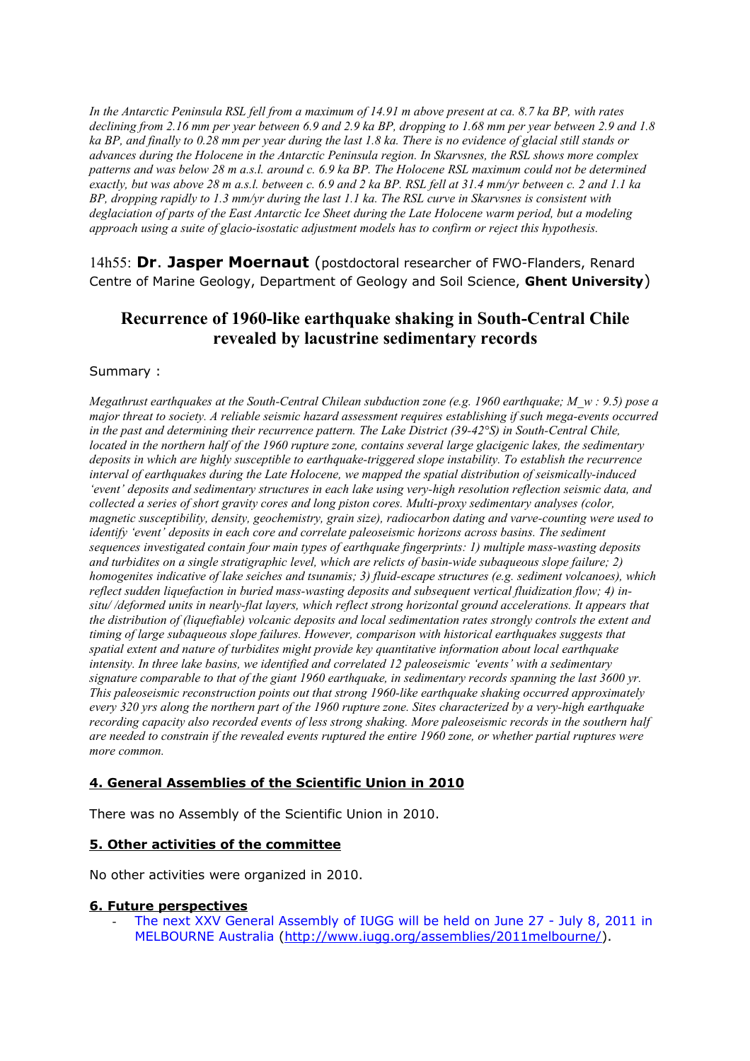*In the Antarctic Peninsula RSL fell from a maximum of 14.91 m above present at ca. 8.7 ka BP, with rates declining from 2.16 mm per year between 6.9 and 2.9 ka BP, dropping to 1.68 mm per year between 2.9 and 1.8 ka BP, and finally to 0.28 mm per year during the last 1.8 ka. There is no evidence of glacial still stands or advances during the Holocene in the Antarctic Peninsula region. In Skarvsnes, the RSL shows more complex patterns and was below 28 m a.s.l. around c. 6.9 ka BP. The Holocene RSL maximum could not be determined exactly, but was above 28 m a.s.l. between c. 6.9 and 2 ka BP. RSL fell at 31.4 mm/yr between c. 2 and 1.1 ka BP, dropping rapidly to 1.3 mm/yr during the last 1.1 ka. The RSL curve in Skarvsnes is consistent with deglaciation of parts of the East Antarctic Ice Sheet during the Late Holocene warm period, but a modeling approach using a suite of glacio-isostatic adjustment models has to confirm or reject this hypothesis.*

14h55: **Dr**. **Jasper Moernaut** (postdoctoral researcher of FWO-Flanders, Renard Centre of Marine Geology, Department of Geology and Soil Science, **Ghent University**)

## Recurrence of 1960-like earthquake shaking in South-Central Chile revealed by lacustrine sedimentary records

Summary :

*Megathrust earthquakes at the South-Central Chilean subduction zone (e.g. 1960 earthquake; $M_w$ : 9.5) pose a major threat to society. A reliable seismic hazard assessment requires establishing if such mega-events occurred in the past and determining their recurrence pattern. The Lake District (39-42°S) in South-Central Chile, located in the northern half of the 1960 rupture zone, contains several large glacigenic lakes, the sedimentary deposits in which are highly susceptible to earthquake-triggered slope instability. To establish the recurrence interval of earthquakes during the Late Holocene, we mapped the spatial distribution of seismically-induced 'event' deposits and sedimentary structures in each lake using very-high resolution reflection seismic data, and collected a series of short gravity cores and long piston cores. Multi-proxy sedimentary analyses (color, magnetic susceptibility, density, geochemistry, grain size), radiocarbon dating and varve-counting were used to identify 'event' deposits in each core and correlate paleoseismic horizons across basins. The sediment sequences investigated contain four main types of earthquake fingerprints: 1) multiple mass-wasting deposits and turbidites on a single stratigraphic level, which are relicts of basin-wide subaqueous slope failure; 2) homogenites indicative of lake seiches and tsunamis; 3) fluid-escape structures (e.g. sediment volcanoes), which reflect sudden liquefaction in buried mass-wasting deposits and subsequent vertical fluidization flow; 4) in-situ/ /deformed units in nearly-flat layers, which reflect strong horizontal ground accelerations. It appears that the distribution of (liquefiable) volcanic deposits and local sedimentation rates strongly controls the extent and timing of large subaqueous slope failures. However, comparison with historical earthquakes suggests that spatial extent and nature of turbidites might provide key quantitative information about local earthquake intensity. In three lake basins, we identified and correlated 12 paleoseismic 'events' with a sedimentary signature comparable to that of the giant 1960 earthquake, in sedimentary records spanning the last 3600 yr. This paleoseismic reconstruction points out that strong 1960-like earthquake shaking occurred approximately every 320 yrs along the northern part of the 1960 rupture zone. Sites characterized by a very-high earthquake recording capacity also recorded events of less strong shaking. More paleoseismic records in the southern half are needed to constrain if the revealed events ruptured the entire 1960 zone, or whether partial ruptures were more common.*

### 4. General Assemblies of the Scientific Union in 2010

There was no Assembly of the Scientific Union in 2010.

### 5. Other activities of the committee

No other activities were organized in 2010.

### 6. Future perspectives

- The next XXV General Assembly of IUGG will be held on June 27 - July 8, 2011 in MELBOURNE Australia (http://www.iugg.org/assemblies/2011melbourne/).